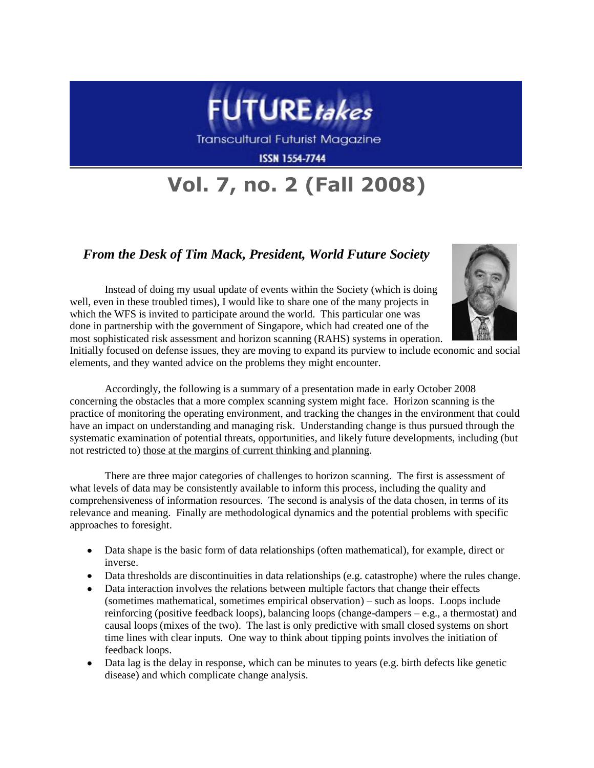# FUTURE*takes*

Transcultural Futurist Magazine

ISSN 1554-7744

# Vol. 7, no. 2 (Fall 2008)

## *From the Desk of Tim Mack, President, World Future Society*

Instead of doing my usual update of events within the Society (which is doing well, even in these troubled times), I would like to share one of the many projects in which the WFS is invited to participate around the world. This particular one was done in partnership with the government of Singapore, which had created one of the most sophisticated risk assessment and horizon scanning (RAHS) systems in operation. Initially focused on defense issues, they are moving to expand its purview to include economic and social elements, and they wanted advice on the problems they might encounter.

Accordingly, the following is a summary of a presentation made in early October 2008 concerning the obstacles that a more complex scanning system might face. Horizon scanning is the practice of monitoring the operating environment, and tracking the changes in the environment that could have an impact on understanding and managing risk. Understanding change is thus pursued through the systematic examination of potential threats, opportunities, and likely future developments, including (but not restricted to) <u>those at the margins of current thinking and planning</u>.

There are three major categories of challenges to horizon scanning. The first is assessment of what levels of data may be consistently available to inform this process, including the quality and comprehensiveness of information resources. The second is analysis of the data chosen, in terms of its relevance and meaning. Finally are methodological dynamics and the potential problems with specific approaches to foresight.

- Data shape is the basic form of data relationships (often mathematical), for example, direct or inverse.
- Data thresholds are discontinuities in data relationships (e.g. catastrophe) where the rules change.
- Data interaction involves the relations between multiple factors that change their effects (sometimes mathematical, sometimes empirical observation) – such as loops. Loops include reinforcing (positive feedback loops), balancing loops (change-dampers – e.g., a thermostat) and causal loops (mixes of the two). The last is only predictive with small closed systems on short time lines with clear inputs. One way to think about tipping points involves the initiation of feedback loops.
- Data lag is the delay in response, which can be minutes to years (e.g. birth defects like genetic disease) and which complicate change analysis.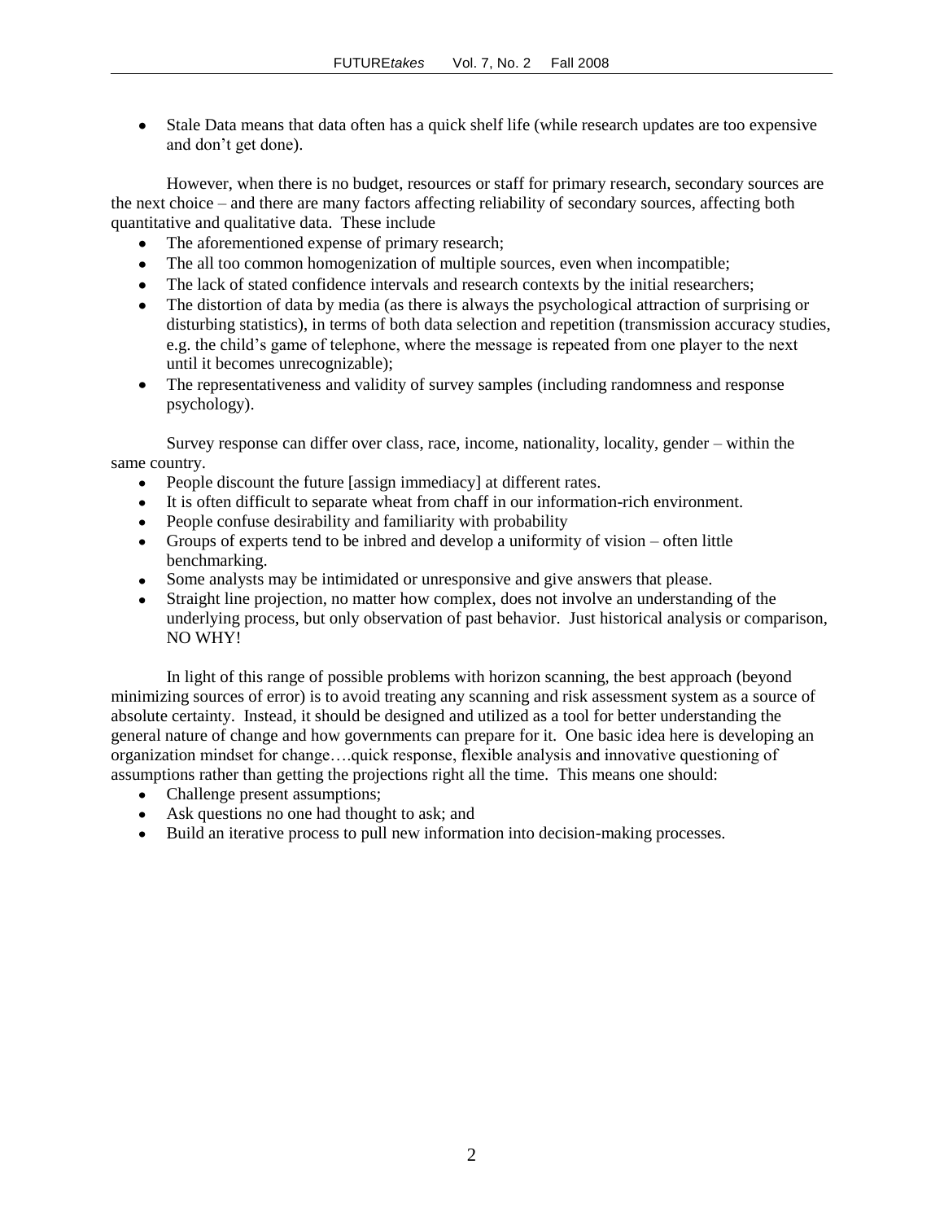- Stale Data means that data often has a quick shelf life (while research updates are too expensive and don't get done).

However, when there is no budget, resources or staff for primary research, secondary sources are the next choice – and there are many factors affecting reliability of secondary sources, affecting both quantitative and qualitative data. These include

- The aforementioned expense of primary research;
- The all too common homogenization of multiple sources, even when incompatible;
- The lack of stated confidence intervals and research contexts by the initial researchers;
- The distortion of data by media (as there is always the psychological attraction of surprising or disturbing statistics), in terms of both data selection and repetition (transmission accuracy studies, e.g. the child's game of telephone, where the message is repeated from one player to the next until it becomes unrecognizable);
- The representativeness and validity of survey samples (including randomness and response psychology).

Survey response can differ over class, race, income, nationality, locality, gender – within the same country.

- People discount the future [assign immediacy] at different rates.
- It is often difficult to separate wheat from chaff in our information-rich environment.
- People confuse desirability and familiarity with probability
- Groups of experts tend to be inbred and develop a uniformity of vision – often little benchmarking.
- Some analysts may be intimidated or unresponsive and give answers that please.
- Straight line projection, no matter how complex, does not involve an understanding of the underlying process, but only observation of past behavior. Just historical analysis or comparison, NO WHY!

In light of this range of possible problems with horizon scanning, the best approach (beyond minimizing sources of error) is to avoid treating any scanning and risk assessment system as a source of absolute certainty. Instead, it should be designed and utilized as a tool for better understanding the general nature of change and how governments can prepare for it. One basic idea here is developing an organization mindset for change….quick response, flexible analysis and innovative questioning of assumptions rather than getting the projections right all the time. This means one should:

- Challenge present assumptions;
- Ask questions no one had thought to ask; and
- Build an iterative process to pull new information into decision-making processes.